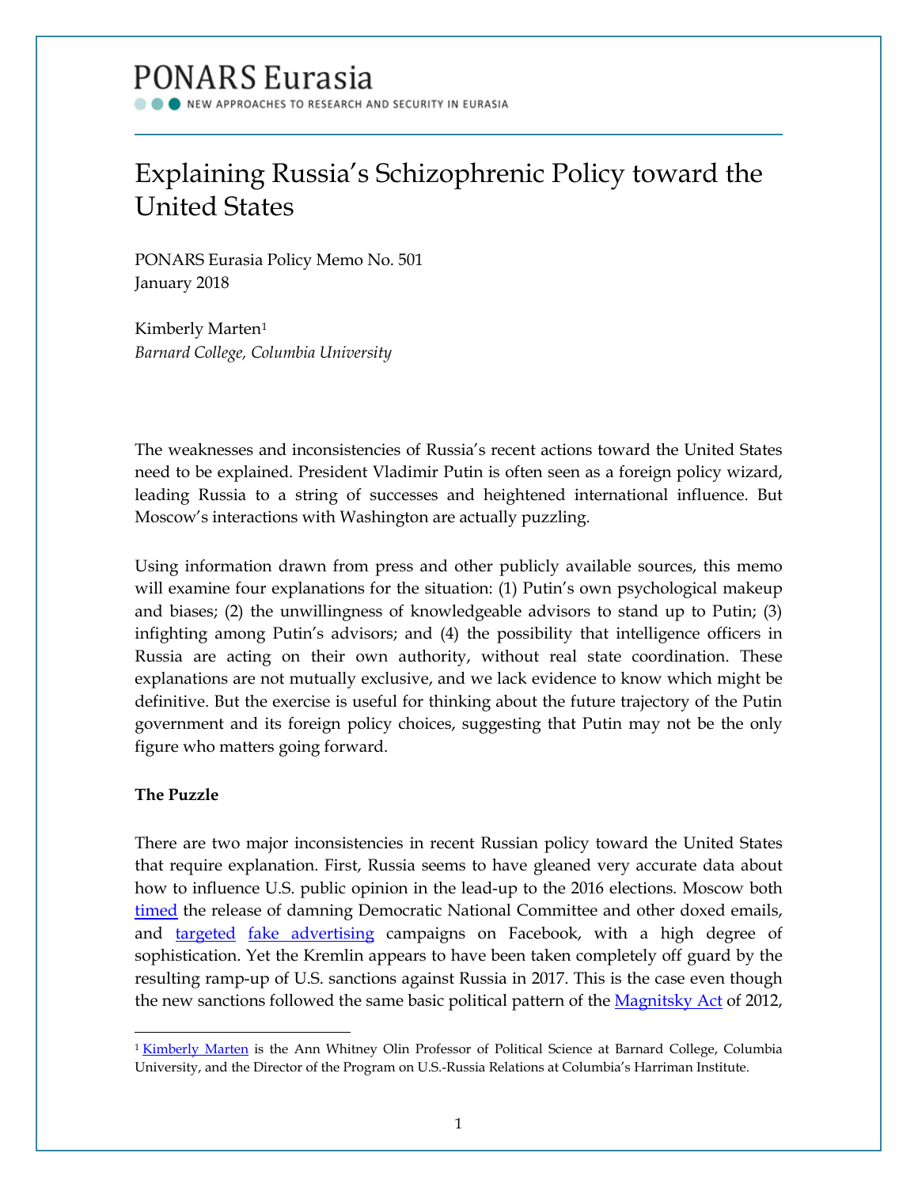PONARS Eurasia

NEW APPROACHES TO RESEARCH AND SECURITY IN EURASIA

# Explaining Russia's Schizophrenic Policy toward the United States

PONARS Eurasia Policy Memo No. 501
January 2018

Kimberly Marten[1]
*Barnard College, Columbia University*

The weaknesses and inconsistencies of Russia's recent actions toward the United States need to be explained. President Vladimir Putin is often seen as a foreign policy wizard, leading Russia to a string of successes and heightened international influence. But Moscow's interactions with Washington are actually puzzling.

Using information drawn from press and other publicly available sources, this memo will examine four explanations for the situation: (1) Putin's own psychological makeup and biases; (2) the unwillingness of knowledgeable advisors to stand up to Putin; (3) infighting among Putin's advisors; and (4) the possibility that intelligence officers in Russia are acting on their own authority, without real state coordination. These explanations are not mutually exclusive, and we lack evidence to know which might be definitive. But the exercise is useful for thinking about the future trajectory of the Putin government and its foreign policy choices, suggesting that Putin may not be the only figure who matters going forward.

**The Puzzle**

There are two major inconsistencies in recent Russian policy toward the United States that require explanation. First, Russia seems to have gleaned very accurate data about how to influence U.S. public opinion in the lead-up to the 2016 elections. Moscow both timed the release of damning Democratic National Committee and other doxed emails, and targeted fake advertising campaigns on Facebook, with a high degree of sophistication. Yet the Kremlin appears to have been taken completely off guard by the resulting ramp-up of U.S. sanctions against Russia in 2017. This is the case even though the new sanctions followed the same basic political pattern of the Magnitsky Act of 2012,

[1] Kimberly Marten is the Ann Whitney Olin Professor of Political Science at Barnard College, Columbia University, and the Director of the Program on U.S.-Russia Relations at Columbia's Harriman Institute.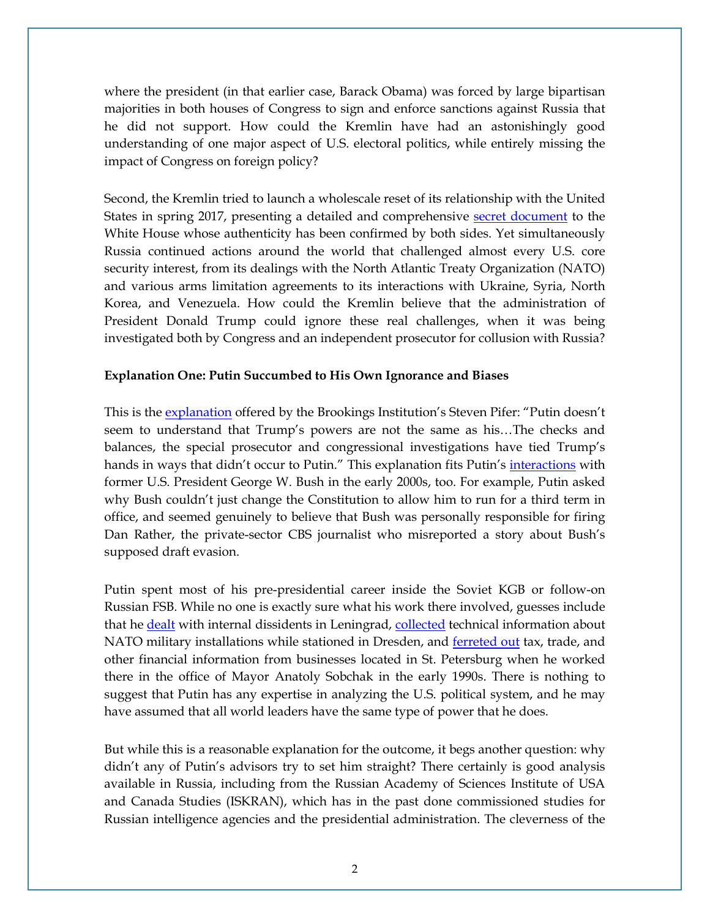where the president (in that earlier case, Barack Obama) was forced by large bipartisan majorities in both houses of Congress to sign and enforce sanctions against Russia that he did not support. How could the Kremlin have had an astonishingly good understanding of one major aspect of U.S. electoral politics, while entirely missing the impact of Congress on foreign policy?

Second, the Kremlin tried to launch a wholescale reset of its relationship with the United States in spring 2017, presenting a detailed and comprehensive secret document to the White House whose authenticity has been confirmed by both sides. Yet simultaneously Russia continued actions around the world that challenged almost every U.S. core security interest, from its dealings with the North Atlantic Treaty Organization (NATO) and various arms limitation agreements to its interactions with Ukraine, Syria, North Korea, and Venezuela. How could the Kremlin believe that the administration of President Donald Trump could ignore these real challenges, when it was being investigated both by Congress and an independent prosecutor for collusion with Russia?

**Explanation One: Putin Succumbed to His Own Ignorance and Biases**

This is the explanation offered by the Brookings Institution's Steven Pifer: "Putin doesn't seem to understand that Trump's powers are not the same as his…The checks and balances, the special prosecutor and congressional investigations have tied Trump's hands in ways that didn't occur to Putin." This explanation fits Putin's interactions with former U.S. President George W. Bush in the early 2000s, too. For example, Putin asked why Bush couldn't just change the Constitution to allow him to run for a third term in office, and seemed genuinely to believe that Bush was personally responsible for firing Dan Rather, the private-sector CBS journalist who misreported a story about Bush's supposed draft evasion.

Putin spent most of his pre-presidential career inside the Soviet KGB or follow-on Russian FSB. While no one is exactly sure what his work there involved, guesses include that he dealt with internal dissidents in Leningrad, collected technical information about NATO military installations while stationed in Dresden, and ferreted out tax, trade, and other financial information from businesses located in St. Petersburg when he worked there in the office of Mayor Anatoly Sobchak in the early 1990s. There is nothing to suggest that Putin has any expertise in analyzing the U.S. political system, and he may have assumed that all world leaders have the same type of power that he does.

But while this is a reasonable explanation for the outcome, it begs another question: why didn't any of Putin's advisors try to set him straight? There certainly is good analysis available in Russia, including from the Russian Academy of Sciences Institute of USA and Canada Studies (ISKRAN), which has in the past done commissioned studies for Russian intelligence agencies and the presidential administration. The cleverness of the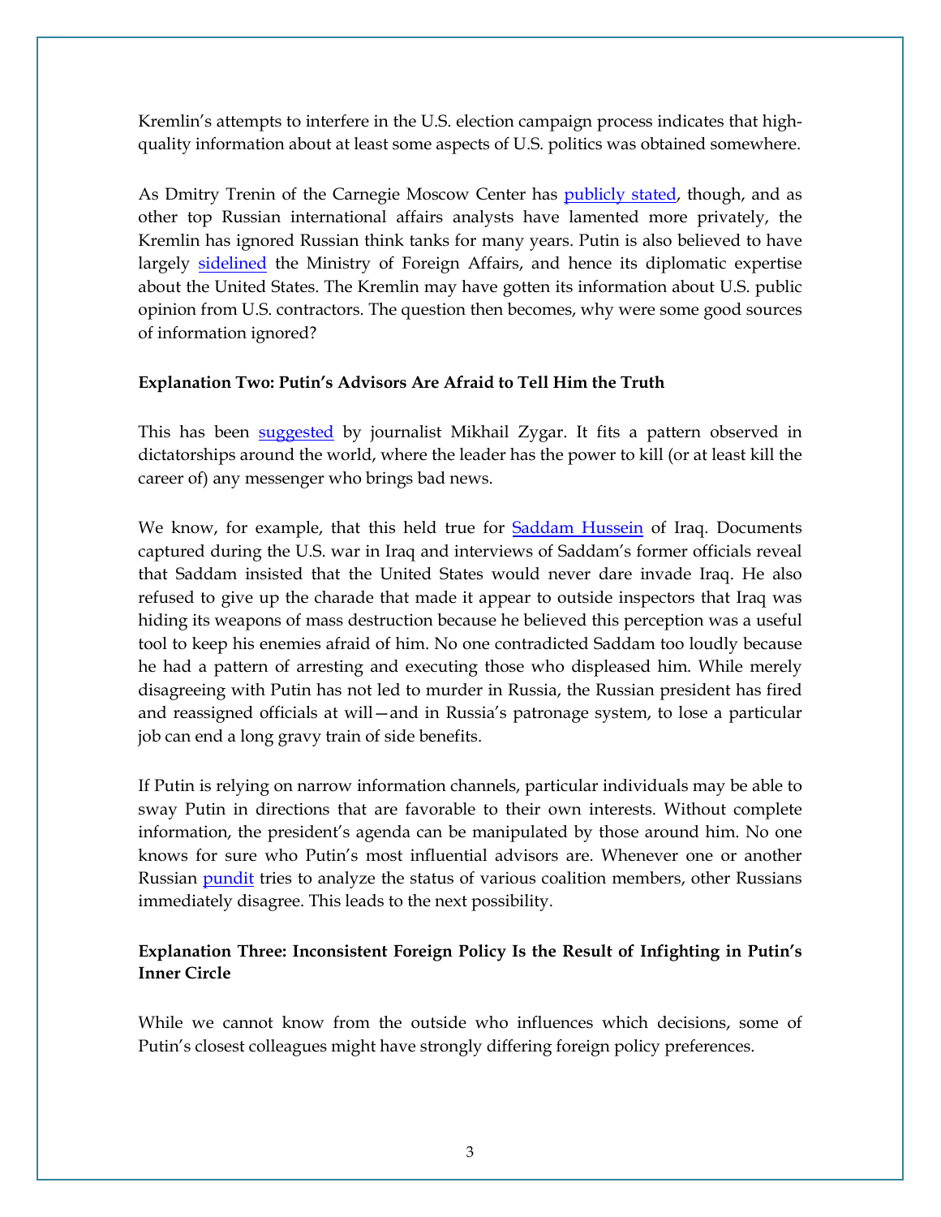Kremlin's attempts to interfere in the U.S. election campaign process indicates that high-quality information about at least some aspects of U.S. politics was obtained somewhere.

As Dmitry Trenin of the Carnegie Moscow Center has publicly stated, though, and as other top Russian international affairs analysts have lamented more privately, the Kremlin has ignored Russian think tanks for many years. Putin is also believed to have largely sidelined the Ministry of Foreign Affairs, and hence its diplomatic expertise about the United States. The Kremlin may have gotten its information about U.S. public opinion from U.S. contractors. The question then becomes, why were some good sources of information ignored?

**Explanation Two: Putin's Advisors Are Afraid to Tell Him the Truth**

This has been suggested by journalist Mikhail Zygar. It fits a pattern observed in dictatorships around the world, where the leader has the power to kill (or at least kill the career of) any messenger who brings bad news.

We know, for example, that this held true for Saddam Hussein of Iraq. Documents captured during the U.S. war in Iraq and interviews of Saddam's former officials reveal that Saddam insisted that the United States would never dare invade Iraq. He also refused to give up the charade that made it appear to outside inspectors that Iraq was hiding its weapons of mass destruction because he believed this perception was a useful tool to keep his enemies afraid of him. No one contradicted Saddam too loudly because he had a pattern of arresting and executing those who displeased him. While merely disagreeing with Putin has not led to murder in Russia, the Russian president has fired and reassigned officials at will—and in Russia's patronage system, to lose a particular job can end a long gravy train of side benefits.

If Putin is relying on narrow information channels, particular individuals may be able to sway Putin in directions that are favorable to their own interests. Without complete information, the president's agenda can be manipulated by those around him. No one knows for sure who Putin's most influential advisors are. Whenever one or another Russian pundit tries to analyze the status of various coalition members, other Russians immediately disagree. This leads to the next possibility.

**Explanation Three: Inconsistent Foreign Policy Is the Result of Infighting in Putin's Inner Circle**

While we cannot know from the outside who influences which decisions, some of Putin's closest colleagues might have strongly differing foreign policy preferences.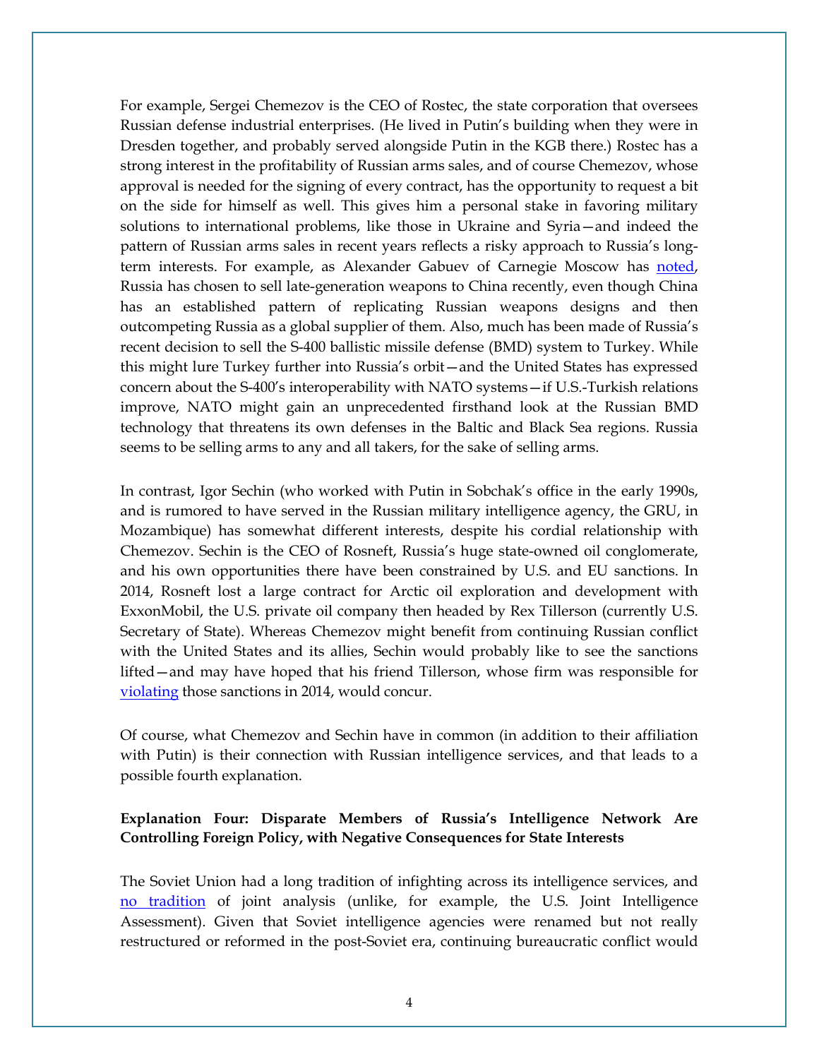For example, Sergei Chemezov is the CEO of Rostec, the state corporation that oversees Russian defense industrial enterprises. (He lived in Putin's building when they were in Dresden together, and probably served alongside Putin in the KGB there.) Rostec has a strong interest in the profitability of Russian arms sales, and of course Chemezov, whose approval is needed for the signing of every contract, has the opportunity to request a bit on the side for himself as well. This gives him a personal stake in favoring military solutions to international problems, like those in Ukraine and Syria—and indeed the pattern of Russian arms sales in recent years reflects a risky approach to Russia's long-term interests. For example, as Alexander Gabuev of Carnegie Moscow has noted, Russia has chosen to sell late-generation weapons to China recently, even though China has an established pattern of replicating Russian weapons designs and then outcompeting Russia as a global supplier of them. Also, much has been made of Russia's recent decision to sell the S-400 ballistic missile defense (BMD) system to Turkey. While this might lure Turkey further into Russia's orbit—and the United States has expressed concern about the S-400's interoperability with NATO systems—if U.S.-Turkish relations improve, NATO might gain an unprecedented firsthand look at the Russian BMD technology that threatens its own defenses in the Baltic and Black Sea regions. Russia seems to be selling arms to any and all takers, for the sake of selling arms.

In contrast, Igor Sechin (who worked with Putin in Sobchak's office in the early 1990s, and is rumored to have served in the Russian military intelligence agency, the GRU, in Mozambique) has somewhat different interests, despite his cordial relationship with Chemezov. Sechin is the CEO of Rosneft, Russia's huge state-owned oil conglomerate, and his own opportunities there have been constrained by U.S. and EU sanctions. In 2014, Rosneft lost a large contract for Arctic oil exploration and development with ExxonMobil, the U.S. private oil company then headed by Rex Tillerson (currently U.S. Secretary of State). Whereas Chemezov might benefit from continuing Russian conflict with the United States and its allies, Sechin would probably like to see the sanctions lifted—and may have hoped that his friend Tillerson, whose firm was responsible for violating those sanctions in 2014, would concur.

Of course, what Chemezov and Sechin have in common (in addition to their affiliation with Putin) is their connection with Russian intelligence services, and that leads to a possible fourth explanation.

**Explanation Four: Disparate Members of Russia's Intelligence Network Are Controlling Foreign Policy, with Negative Consequences for State Interests**

The Soviet Union had a long tradition of infighting across its intelligence services, and no tradition of joint analysis (unlike, for example, the U.S. Joint Intelligence Assessment). Given that Soviet intelligence agencies were renamed but not really restructured or reformed in the post-Soviet era, continuing bureaucratic conflict would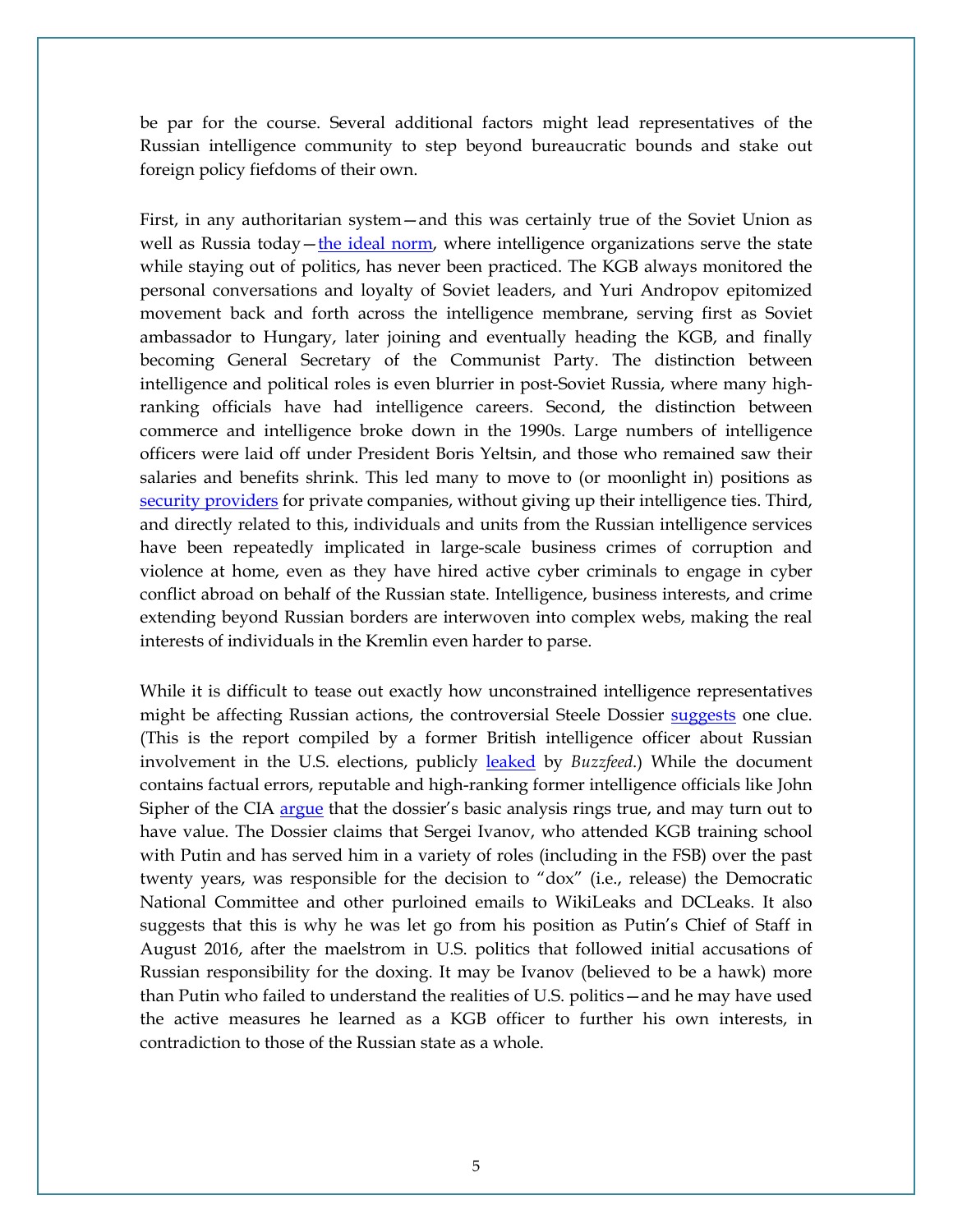be par for the course. Several additional factors might lead representatives of the Russian intelligence community to step beyond bureaucratic bounds and stake out foreign policy fiefdoms of their own.

First, in any authoritarian system—and this was certainly true of the Soviet Union as well as Russia today—the ideal norm, where intelligence organizations serve the state while staying out of politics, has never been practiced. The KGB always monitored the personal conversations and loyalty of Soviet leaders, and Yuri Andropov epitomized movement back and forth across the intelligence membrane, serving first as Soviet ambassador to Hungary, later joining and eventually heading the KGB, and finally becoming General Secretary of the Communist Party. The distinction between intelligence and political roles is even blurrier in post-Soviet Russia, where many high-ranking officials have had intelligence careers. Second, the distinction between commerce and intelligence broke down in the 1990s. Large numbers of intelligence officers were laid off under President Boris Yeltsin, and those who remained saw their salaries and benefits shrink. This led many to move to (or moonlight in) positions as security providers for private companies, without giving up their intelligence ties. Third, and directly related to this, individuals and units from the Russian intelligence services have been repeatedly implicated in large-scale business crimes of corruption and violence at home, even as they have hired active cyber criminals to engage in cyber conflict abroad on behalf of the Russian state. Intelligence, business interests, and crime extending beyond Russian borders are interwoven into complex webs, making the real interests of individuals in the Kremlin even harder to parse.

While it is difficult to tease out exactly how unconstrained intelligence representatives might be affecting Russian actions, the controversial Steele Dossier suggests one clue. (This is the report compiled by a former British intelligence officer about Russian involvement in the U.S. elections, publicly leaked by *Buzzfeed*.) While the document contains factual errors, reputable and high-ranking former intelligence officials like John Sipher of the CIA argue that the dossier's basic analysis rings true, and may turn out to have value. The Dossier claims that Sergei Ivanov, who attended KGB training school with Putin and has served him in a variety of roles (including in the FSB) over the past twenty years, was responsible for the decision to "dox" (i.e., release) the Democratic National Committee and other purloined emails to WikiLeaks and DCLeaks. It also suggests that this is why he was let go from his position as Putin's Chief of Staff in August 2016, after the maelstrom in U.S. politics that followed initial accusations of Russian responsibility for the doxing. It may be Ivanov (believed to be a hawk) more than Putin who failed to understand the realities of U.S. politics—and he may have used the active measures he learned as a KGB officer to further his own interests, in contradiction to those of the Russian state as a whole.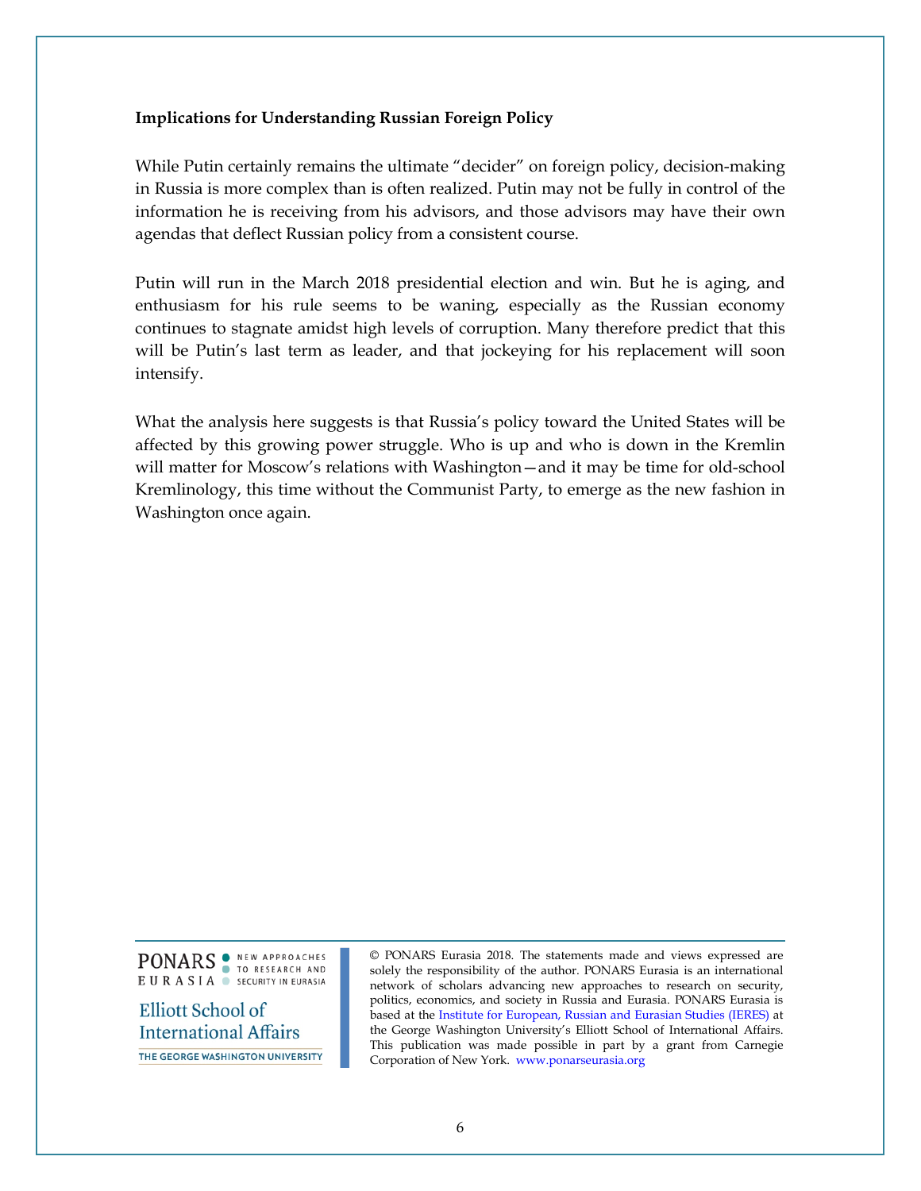**Implications for Understanding Russian Foreign Policy**

While Putin certainly remains the ultimate "decider" on foreign policy, decision-making in Russia is more complex than is often realized. Putin may not be fully in control of the information he is receiving from his advisors, and those advisors may have their own agendas that deflect Russian policy from a consistent course.

Putin will run in the March 2018 presidential election and win. But he is aging, and enthusiasm for his rule seems to be waning, especially as the Russian economy continues to stagnate amidst high levels of corruption. Many therefore predict that this will be Putin's last term as leader, and that jockeying for his replacement will soon intensify.

What the analysis here suggests is that Russia's policy toward the United States will be affected by this growing power struggle. Who is up and who is down in the Kremlin will matter for Moscow's relations with Washington—and it may be time for old-school Kremlinology, this time without the Communist Party, to emerge as the new fashion in Washington once again.

PONARS EURASIA — NEW APPROACHES TO RESEARCH AND SECURITY IN EURASIA

Elliott School of International Affairs
THE GEORGE WASHINGTON UNIVERSITY

© PONARS Eurasia 2018. The statements made and views expressed are solely the responsibility of the author. PONARS Eurasia is an international network of scholars advancing new approaches to research on security, politics, economics, and society in Russia and Eurasia. PONARS Eurasia is based at the Institute for European, Russian and Eurasian Studies (IERES) at the George Washington University's Elliott School of International Affairs. This publication was made possible in part by a grant from Carnegie Corporation of New York. www.ponarseurasia.org